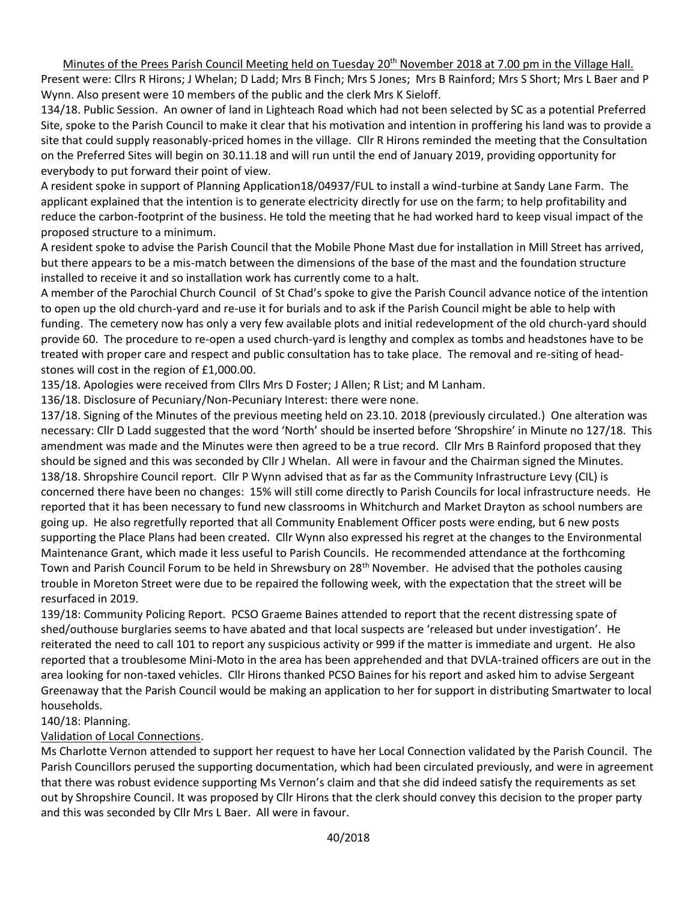Minutes of the Prees Parish Council Meeting held on Tuesday 20th November 2018 at 7.00 pm in the Village Hall.

Present were: Cllrs R Hirons; J Whelan; D Ladd; Mrs B Finch; Mrs S Jones; Mrs B Rainford; Mrs S Short; Mrs L Baer and P Wynn. Also present were 10 members of the public and the clerk Mrs K Sieloff.

134/18. Public Session. An owner of land in Lighteach Road which had not been selected by SC as a potential Preferred Site, spoke to the Parish Council to make it clear that his motivation and intention in proffering his land was to provide a site that could supply reasonably-priced homes in the village. Cllr R Hirons reminded the meeting that the Consultation on the Preferred Sites will begin on 30.11.18 and will run until the end of January 2019, providing opportunity for everybody to put forward their point of view.

A resident spoke in support of Planning Application18/04937/FUL to install a wind-turbine at Sandy Lane Farm. The applicant explained that the intention is to generate electricity directly for use on the farm; to help profitability and reduce the carbon-footprint of the business. He told the meeting that he had worked hard to keep visual impact of the proposed structure to a minimum.

A resident spoke to advise the Parish Council that the Mobile Phone Mast due for installation in Mill Street has arrived, but there appears to be a mis-match between the dimensions of the base of the mast and the foundation structure installed to receive it and so installation work has currently come to a halt.

A member of the Parochial Church Council of St Chad's spoke to give the Parish Council advance notice of the intention to open up the old church-yard and re-use it for burials and to ask if the Parish Council might be able to help with funding. The cemetery now has only a very few available plots and initial redevelopment of the old church-yard should provide 60. The procedure to re-open a used church-yard is lengthy and complex as tombs and headstones have to be treated with proper care and respect and public consultation has to take place. The removal and re-siting of head-stones will cost in the region of £1,000.00.

135/18. Apologies were received from Cllrs Mrs D Foster; J Allen; R List; and M Lanham.

136/18. Disclosure of Pecuniary/Non-Pecuniary Interest: there were none.

137/18. Signing of the Minutes of the previous meeting held on 23.10. 2018 (previously circulated.) One alteration was necessary: Cllr D Ladd suggested that the word 'North' should be inserted before 'Shropshire' in Minute no 127/18. This amendment was made and the Minutes were then agreed to be a true record. Cllr Mrs B Rainford proposed that they should be signed and this was seconded by Cllr J Whelan. All were in favour and the Chairman signed the Minutes.

138/18. Shropshire Council report. Cllr P Wynn advised that as far as the Community Infrastructure Levy (CIL) is concerned there have been no changes: 15% will still come directly to Parish Councils for local infrastructure needs. He reported that it has been necessary to fund new classrooms in Whitchurch and Market Drayton as school numbers are going up. He also regretfully reported that all Community Enablement Officer posts were ending, but 6 new posts supporting the Place Plans had been created. Cllr Wynn also expressed his regret at the changes to the Environmental Maintenance Grant, which made it less useful to Parish Councils. He recommended attendance at the forthcoming Town and Parish Council Forum to be held in Shrewsbury on 28th November. He advised that the potholes causing trouble in Moreton Street were due to be repaired the following week, with the expectation that the street will be resurfaced in 2019.

139/18: Community Policing Report. PCSO Graeme Baines attended to report that the recent distressing spate of shed/outhouse burglaries seems to have abated and that local suspects are 'released but under investigation'. He reiterated the need to call 101 to report any suspicious activity or 999 if the matter is immediate and urgent. He also reported that a troublesome Mini-Moto in the area has been apprehended and that DVLA-trained officers are out in the area looking for non-taxed vehicles. Cllr Hirons thanked PCSO Baines for his report and asked him to advise Sergeant Greenaway that the Parish Council would be making an application to her for support in distributing Smartwater to local households.

140/18: Planning.

Validation of Local Connections.

Ms Charlotte Vernon attended to support her request to have her Local Connection validated by the Parish Council. The Parish Councillors perused the supporting documentation, which had been circulated previously, and were in agreement that there was robust evidence supporting Ms Vernon's claim and that she did indeed satisfy the requirements as set out by Shropshire Council. It was proposed by Cllr Hirons that the clerk should convey this decision to the proper party and this was seconded by Cllr Mrs L Baer. All were in favour.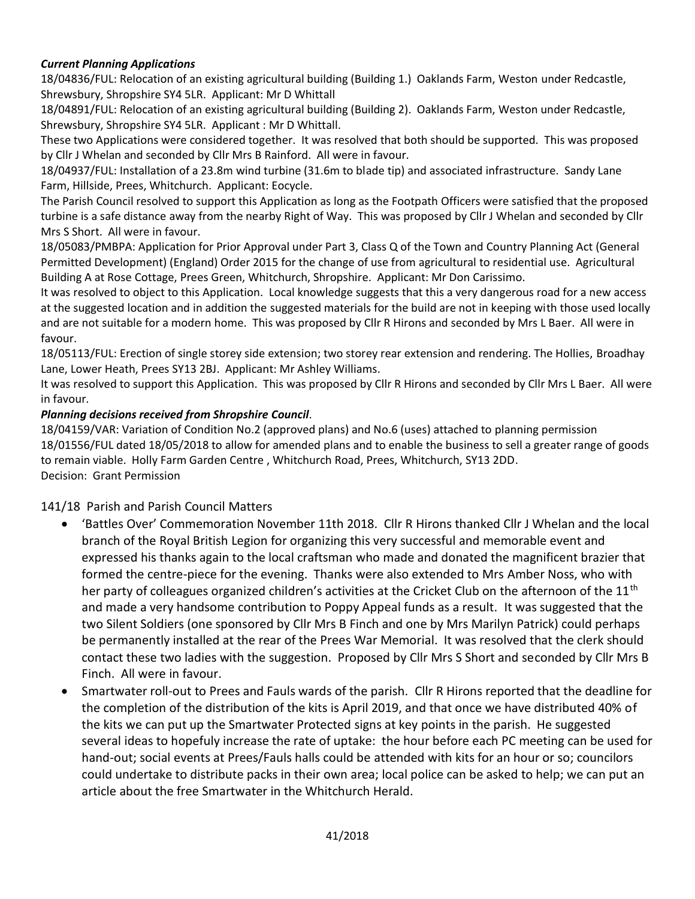***Current Planning Applications***

18/04836/FUL: Relocation of an existing agricultural building (Building 1.) Oaklands Farm, Weston under Redcastle, Shrewsbury, Shropshire SY4 5LR. Applicant: Mr D Whittall

18/04891/FUL: Relocation of an existing agricultural building (Building 2). Oaklands Farm, Weston under Redcastle, Shrewsbury, Shropshire SY4 5LR. Applicant : Mr D Whittall.

These two Applications were considered together. It was resolved that both should be supported. This was proposed by Cllr J Whelan and seconded by Cllr Mrs B Rainford. All were in favour.

18/04937/FUL: Installation of a 23.8m wind turbine (31.6m to blade tip) and associated infrastructure. Sandy Lane Farm, Hillside, Prees, Whitchurch. Applicant: Eocycle.

The Parish Council resolved to support this Application as long as the Footpath Officers were satisfied that the proposed turbine is a safe distance away from the nearby Right of Way. This was proposed by Cllr J Whelan and seconded by Cllr Mrs S Short. All were in favour.

18/05083/PMBPA: Application for Prior Approval under Part 3, Class Q of the Town and Country Planning Act (General Permitted Development) (England) Order 2015 for the change of use from agricultural to residential use. Agricultural Building A at Rose Cottage, Prees Green, Whitchurch, Shropshire. Applicant: Mr Don Carissimo.

It was resolved to object to this Application. Local knowledge suggests that this a very dangerous road for a new access at the suggested location and in addition the suggested materials for the build are not in keeping with those used locally and are not suitable for a modern home. This was proposed by Cllr R Hirons and seconded by Mrs L Baer. All were in favour.

18/05113/FUL: Erection of single storey side extension; two storey rear extension and rendering. The Hollies, Broadhay Lane, Lower Heath, Prees SY13 2BJ. Applicant: Mr Ashley Williams.

It was resolved to support this Application. This was proposed by Cllr R Hirons and seconded by Cllr Mrs L Baer. All were in favour.

***Planning decisions received from Shropshire Council***.

18/04159/VAR: Variation of Condition No.2 (approved plans) and No.6 (uses) attached to planning permission 18/01556/FUL dated 18/05/2018 to allow for amended plans and to enable the business to sell a greater range of goods to remain viable. Holly Farm Garden Centre , Whitchurch Road, Prees, Whitchurch, SY13 2DD.
Decision: Grant Permission

141/18 Parish and Parish Council Matters

- 'Battles Over' Commemoration November 11th 2018. Cllr R Hirons thanked Cllr J Whelan and the local branch of the Royal British Legion for organizing this very successful and memorable event and expressed his thanks again to the local craftsman who made and donated the magnificent brazier that formed the centre-piece for the evening. Thanks were also extended to Mrs Amber Noss, who with her party of colleagues organized children's activities at the Cricket Club on the afternoon of the 11th and made a very handsome contribution to Poppy Appeal funds as a result. It was suggested that the two Silent Soldiers (one sponsored by Cllr Mrs B Finch and one by Mrs Marilyn Patrick) could perhaps be permanently installed at the rear of the Prees War Memorial. It was resolved that the clerk should contact these two ladies with the suggestion. Proposed by Cllr Mrs S Short and seconded by Cllr Mrs B Finch. All were in favour.
- Smartwater roll-out to Prees and Fauls wards of the parish. Cllr R Hirons reported that the deadline for the completion of the distribution of the kits is April 2019, and that once we have distributed 40% of the kits we can put up the Smartwater Protected signs at key points in the parish. He suggested several ideas to hopefuly increase the rate of uptake: the hour before each PC meeting can be used for hand-out; social events at Prees/Fauls halls could be attended with kits for an hour or so; councilors could undertake to distribute packs in their own area; local police can be asked to help; we can put an article about the free Smartwater in the Whitchurch Herald.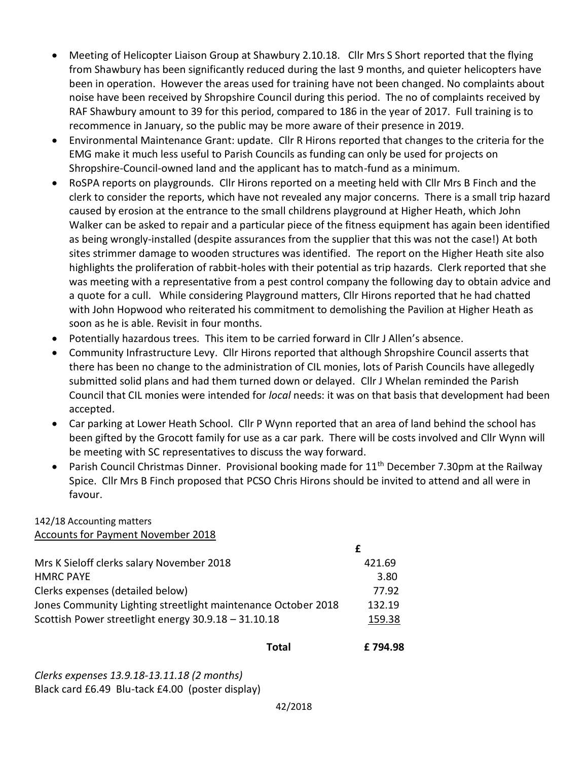- Meeting of Helicopter Liaison Group at Shawbury 2.10.18. Cllr Mrs S Short reported that the flying from Shawbury has been significantly reduced during the last 9 months, and quieter helicopters have been in operation. However the areas used for training have not been changed. No complaints about noise have been received by Shropshire Council during this period. The no of complaints received by RAF Shawbury amount to 39 for this period, compared to 186 in the year of 2017. Full training is to recommence in January, so the public may be more aware of their presence in 2019.
- Environmental Maintenance Grant: update. Cllr R Hirons reported that changes to the criteria for the EMG make it much less useful to Parish Councils as funding can only be used for projects on Shropshire-Council-owned land and the applicant has to match-fund as a minimum.
- RoSPA reports on playgrounds. Cllr Hirons reported on a meeting held with Cllr Mrs B Finch and the clerk to consider the reports, which have not revealed any major concerns. There is a small trip hazard caused by erosion at the entrance to the small childrens playground at Higher Heath, which John Walker can be asked to repair and a particular piece of the fitness equipment has again been identified as being wrongly-installed (despite assurances from the supplier that this was not the case!) At both sites strimmer damage to wooden structures was identified. The report on the Higher Heath site also highlights the proliferation of rabbit-holes with their potential as trip hazards. Clerk reported that she was meeting with a representative from a pest control company the following day to obtain advice and a quote for a cull. While considering Playground matters, Cllr Hirons reported that he had chatted with John Hopwood who reiterated his commitment to demolishing the Pavilion at Higher Heath as soon as he is able. Revisit in four months.
- Potentially hazardous trees. This item to be carried forward in Cllr J Allen's absence.
- Community Infrastructure Levy. Cllr Hirons reported that although Shropshire Council asserts that there has been no change to the administration of CIL monies, lots of Parish Councils have allegedly submitted solid plans and had them turned down or delayed. Cllr J Whelan reminded the Parish Council that CIL monies were intended for *local* needs: it was on that basis that development had been accepted.
- Car parking at Lower Heath School. Cllr P Wynn reported that an area of land behind the school has been gifted by the Grocott family for use as a car park. There will be costs involved and Cllr Wynn will be meeting with SC representatives to discuss the way forward.
- Parish Council Christmas Dinner. Provisional booking made for 11th December 7.30pm at the Railway Spice. Cllr Mrs B Finch proposed that PCSO Chris Hirons should be invited to attend and all were in favour.

142/18 Accounting matters

Accounts for Payment November 2018

| | £ |
|---|---|
| Mrs K Sieloff clerks salary November 2018 | 421.69 |
| HMRC PAYE | 3.80 |
| Clerks expenses (detailed below) | 77.92 |
| Jones Community Lighting streetlight maintenance October 2018 | 132.19 |
| Scottish Power streetlight energy 30.9.18 – 31.10.18 | 159.38 |
| **Total** | **£ 794.98** |

*Clerks expenses 13.9.18-13.11.18 (2 months)*

Black card £6.49 Blu-tack £4.00 (poster display)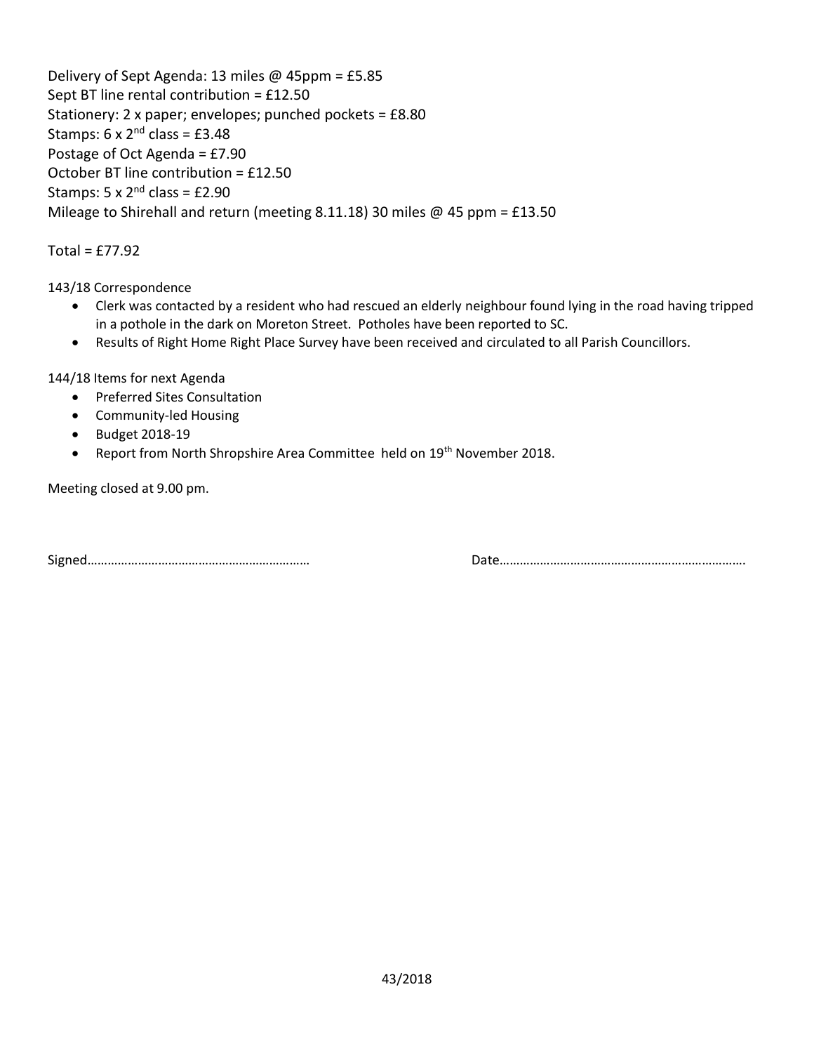Delivery of Sept Agenda: 13 miles @ 45ppm = £5.85
Sept BT line rental contribution = £12.50
Stationery: 2 x paper; envelopes; punched pockets = £8.80
Stamps: 6 x 2nd class = £3.48
Postage of Oct Agenda = £7.90
October BT line contribution = £12.50
Stamps: 5 x 2nd class = £2.90
Mileage to Shirehall and return (meeting 8.11.18) 30 miles @ 45 ppm = £13.50

Total = £77.92

143/18 Correspondence

- Clerk was contacted by a resident who had rescued an elderly neighbour found lying in the road having tripped in a pothole in the dark on Moreton Street. Potholes have been reported to SC.
- Results of Right Home Right Place Survey have been received and circulated to all Parish Councillors.

144/18 Items for next Agenda

- Preferred Sites Consultation
- Community-led Housing
- Budget 2018-19
- Report from North Shropshire Area Committee held on 19th November 2018.

Meeting closed at 9.00 pm.

Signed………………………………………………………… Date……………………………………………………………….